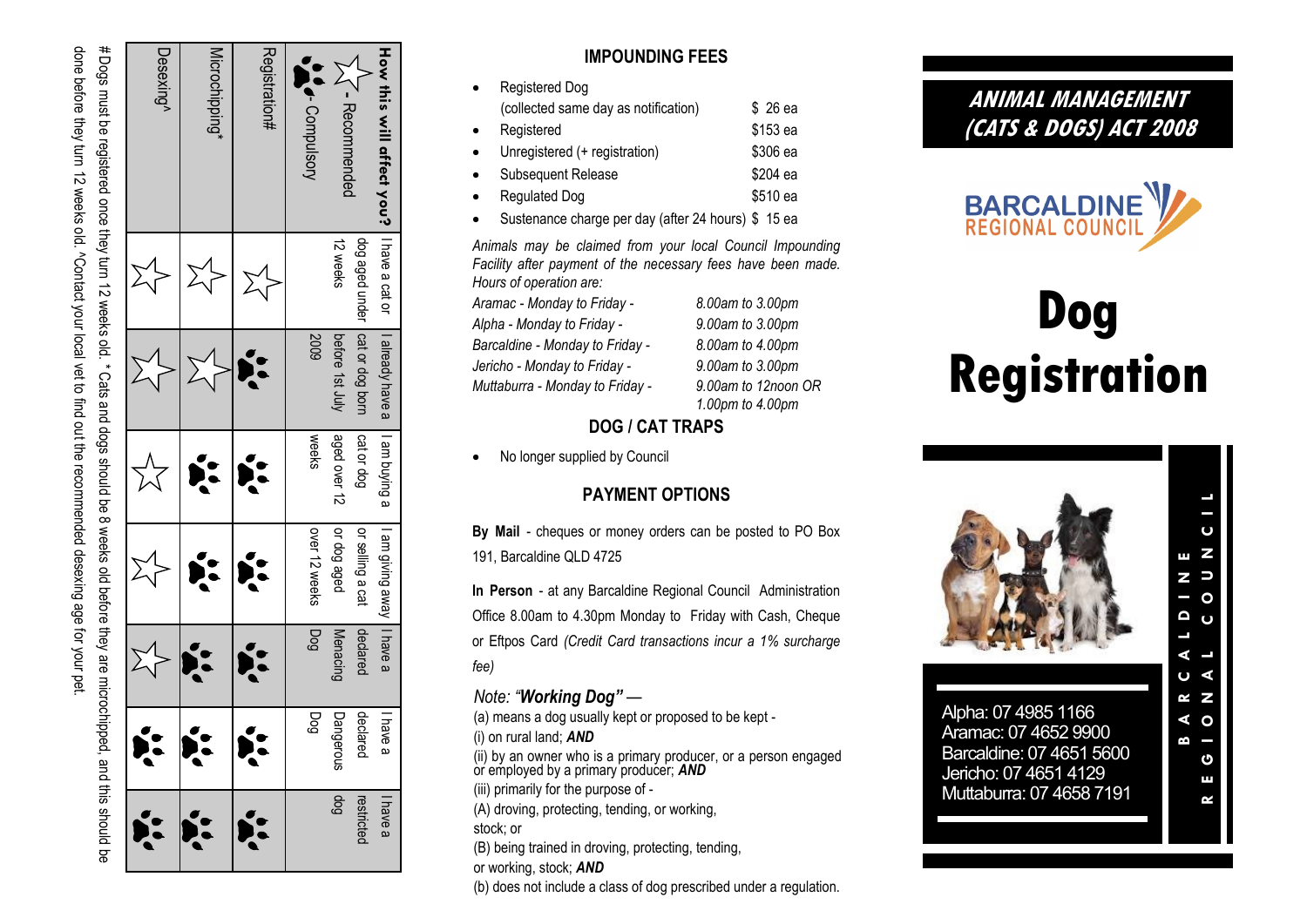## How this will affect you?

☆ - Recommended

🐾 - Compulsory

| | I have a cat or dog aged under 12 weeks | I already have a cat or dog born before 1st July 2009 | I am buying a cat or dog aged over 12 weeks | I am giving away or selling a cat or dog aged over 12 weeks | I have a declared Menacing Dog | I have a declared Dangerous Dog | I have a restricted dog |
|---|---|---|---|---|---|---|---|
| Registration# | ☆ | 🐾 | 🐾 | 🐾 | 🐾 | 🐾 | 🐾 |
| Microchipping* | ☆ | ☆ | 🐾 | 🐾 | 🐾 | 🐾 | 🐾 |
| Desexing^ | ☆ | ☆ | ☆ | ☆ | ☆ | 🐾 | 🐾 |

#Dogs must be registered once they turn 12 weeks old. *Cats and dogs should be 8 weeks old before they are microchipped, and this should be done before they turn 12 weeks old. ^Contact your local vet to find out the recommended desexing age for your pet.

## IMPOUNDING FEES

- Registered Dog (collected same day as notification) — $ 26 ea
- Registered — $153 ea
- Unregistered (+ registration) — $306 ea
- Subsequent Release — $204 ea
- Regulated Dog — $510 ea
- Sustenance charge per day (after 24 hours) — $ 15 ea

*Animals may be claimed from your local Council Impounding Facility after payment of the necessary fees have been made. Hours of operation are:*

| | |
|---|---|
| *Aramac - Monday to Friday -* | *8.00am to 3.00pm* |
| *Alpha - Monday to Friday -* | *9.00am to 3.00pm* |
| *Barcaldine - Monday to Friday -* | *8.00am to 4.00pm* |
| *Jericho - Monday to Friday -* | *9.00am to 3.00pm* |
| *Muttaburra - Monday to Friday -* | *9.00am to 12noon OR 1.00pm to 4.00pm* |

## DOG / CAT TRAPS

- No longer supplied by Council

## PAYMENT OPTIONS

**By Mail** - cheques or money orders can be posted to PO Box 191, Barcaldine QLD 4725

**In Person** - at any Barcaldine Regional Council Administration Office 8.00am to 4.30pm Monday to Friday with Cash, Cheque or Eftpos Card *(Credit Card transactions incur a 1% surcharge fee)*

*Note: "**Working Dog**" —*

(a) means a dog usually kept or proposed to be kept -

(i) on rural land; ***AND***

(ii) by an owner who is a primary producer, or a person engaged or employed by a primary producer; ***AND***

(iii) primarily for the purpose of -

(A) droving, protecting, tending, or working, stock; or

(B) being trained in droving, protecting, tending, or working, stock; ***AND***

(b) does not include a class of dog prescribed under a regulation.

## ANIMAL MANAGEMENT (CATS & DOGS) ACT 2008

BARCALDINE REGIONAL COUNCIL

# Dog Registration

Alpha: 07 4985 1166
Aramac: 07 4652 9900
Barcaldine: 07 4651 5600
Jericho: 07 4651 4129
Muttaburra: 07 4658 7191

BARCALDINE REGIONAL COUNCIL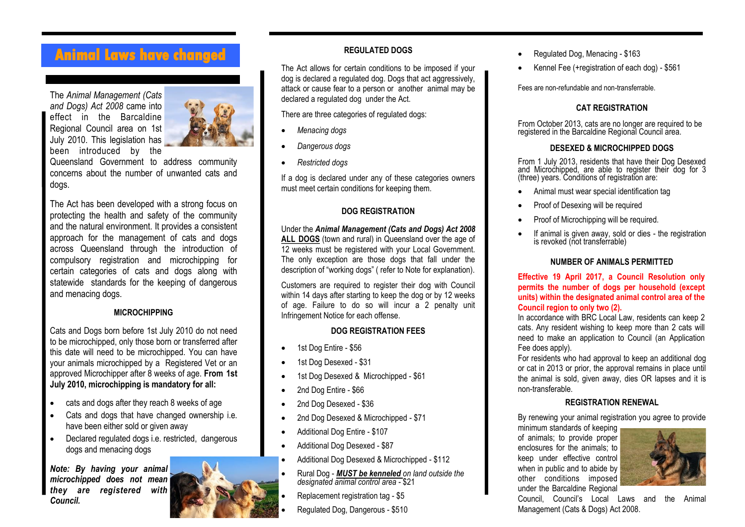## Animal Laws have changed

The *Animal Management (Cats and Dogs) Act 2008* came into effect in the Barcaldine Regional Council area on 1st July 2010. This legislation has been introduced by the Queensland Government to address community concerns about the number of unwanted cats and dogs.

The Act has been developed with a strong focus on protecting the health and safety of the community and the natural environment. It provides a consistent approach for the management of cats and dogs across Queensland through the introduction of compulsory registration and microchipping for certain categories of cats and dogs along with statewide standards for the keeping of dangerous and menacing dogs.

### MICROCHIPPING

Cats and Dogs born before 1st July 2010 do not need to be microchipped, only those born or transferred after this date will need to be microchipped. You can have your animals microchipped by a Registered Vet or an approved Microchipper after 8 weeks of age. **From 1st July 2010, microchipping is mandatory for all:**

- cats and dogs after they reach 8 weeks of age
- Cats and dogs that have changed ownership i.e. have been either sold or given away
- Declared regulated dogs i.e. restricted, dangerous dogs and menacing dogs

***Note: By having your animal microchipped does not mean they are registered with Council.***

### REGULATED DOGS

The Act allows for certain conditions to be imposed if your dog is declared a regulated dog. Dogs that act aggressively, attack or cause fear to a person or another animal may be declared a regulated dog under the Act.

There are three categories of regulated dogs:

- *Menacing dogs*
- *Dangerous dogs*
- *Restricted dogs*

If a dog is declared under any of these categories owners must meet certain conditions for keeping them.

### DOG REGISTRATION

Under the ***Animal Management (Cats and Dogs) Act 2008*** **ALL DOGS** (town and rural) in Queensland over the age of 12 weeks must be registered with your Local Government. The only exception are those dogs that fall under the description of "working dogs" ( refer to Note for explanation).

Customers are required to register their dog with Council within 14 days after starting to keep the dog or by 12 weeks of age. Failure to do so will incur a 2 penalty unit Infringement Notice for each offense.

### DOG REGISTRATION FEES

- 1st Dog Entire - $56
- 1st Dog Desexed - $31
- 1st Dog Desexed & Microchipped - $61
- 2nd Dog Entire - $66
- 2nd Dog Desexed - $36
- 2nd Dog Desexed & Microchipped - $71
- Additional Dog Entire - $107
- Additional Dog Desexed - $87
- Additional Dog Desexed & Microchipped - $112
- Rural Dog - ***MUST be kenneled*** *on land outside the designated animal control area* - $21
- Replacement registration tag - $5
- Regulated Dog, Dangerous - $510
- Regulated Dog, Menacing - $163
- Kennel Fee (+registration of each dog) - $561

Fees are non-refundable and non-transferrable.

### CAT REGISTRATION

From October 2013, cats are no longer are required to be registered in the Barcaldine Regional Council area.

### DESEXED & MICROCHIPPED DOGS

From 1 July 2013, residents that have their Dog Desexed and Microchipped, are able to register their dog for 3 (three) years. Conditions of registration are:

- Animal must wear special identification tag
- Proof of Desexing will be required
- Proof of Microchipping will be required.
- If animal is given away, sold or dies - the registration is revoked (not transferrable)

### NUMBER OF ANIMALS PERMITTED

**Effective 19 April 2017, a Council Resolution only permits the number of dogs per household (except units) within the designated animal control area of the Council region to only two (2).**

In accordance with BRC Local Law, residents can keep 2 cats. Any resident wishing to keep more than 2 cats will need to make an application to Council (an Application Fee does apply).

For residents who had approval to keep an additional dog or cat in 2013 or prior, the approval remains in place until the animal is sold, given away, dies OR lapses and it is non-transferable.

### REGISTRATION RENEWAL

By renewing your animal registration you agree to provide minimum standards of keeping of animals; to provide proper enclosures for the animals; to keep under effective control when in public and to abide by other conditions imposed under the Barcaldine Regional Council, Council's Local Laws and the Animal Management (Cats & Dogs) Act 2008.